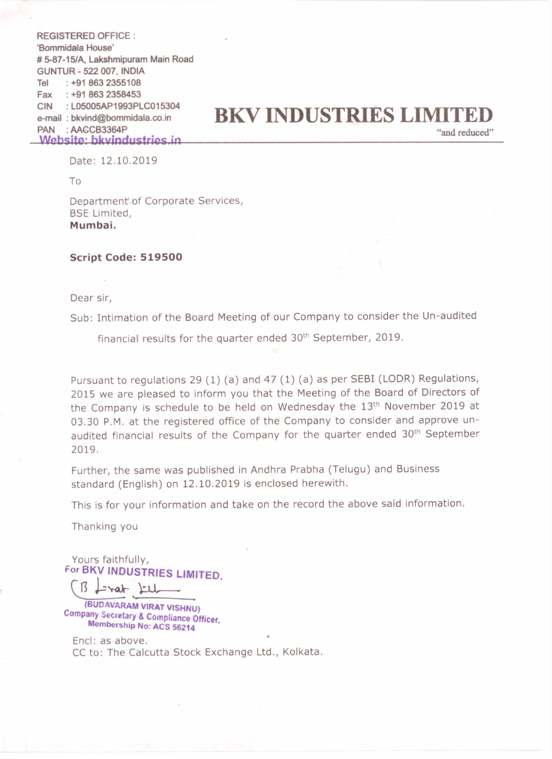REGISTERED OFFICE :
'Bommidala House'
# 5-87-15/A, Lakshmipuram Main Road
GUNTUR - 522 007, INDIA
Tel : +91 863 2355108
Fax : +91 863 2358453
CIN : L05005AP1993PLC015304
e-mail : bkvind@bommidala.co.in
PAN : AACCB3364P
Website: bkvindustries.in

# BKV INDUSTRIES LIMITED

"and reduced"

Date: 12.10.2019

To

Department of Corporate Services,
BSE Limited,
**Mumbai.**

**Script Code: 519500**

Dear sir,

Sub: Intimation of the Board Meeting of our Company to consider the Un-audited financial results for the quarter ended 30th September, 2019.

Pursuant to regulations 29 (1) (a) and 47 (1) (a) as per SEBI (LODR) Regulations, 2015 we are pleased to inform you that the Meeting of the Board of Directors of the Company is schedule to be held on Wednesday the 13th November 2019 at 03.30 P.M. at the registered office of the Company to consider and approve un-audited financial results of the Company for the quarter ended 30th September 2019.

Further, the same was published in Andhra Prabha (Telugu) and Business standard (English) on 12.10.2019 is enclosed herewith.

This is for your information and take on the record the above said information.

Thanking you

Yours faithfully,
For BKV INDUSTRIES LIMITED,

(BUDAVARAM VIRAT VISHNU)
Company Secretary & Compliance Officer,
Membership No: ACS 56214

Encl: as above.
CC to: The Calcutta Stock Exchange Ltd., Kolkata.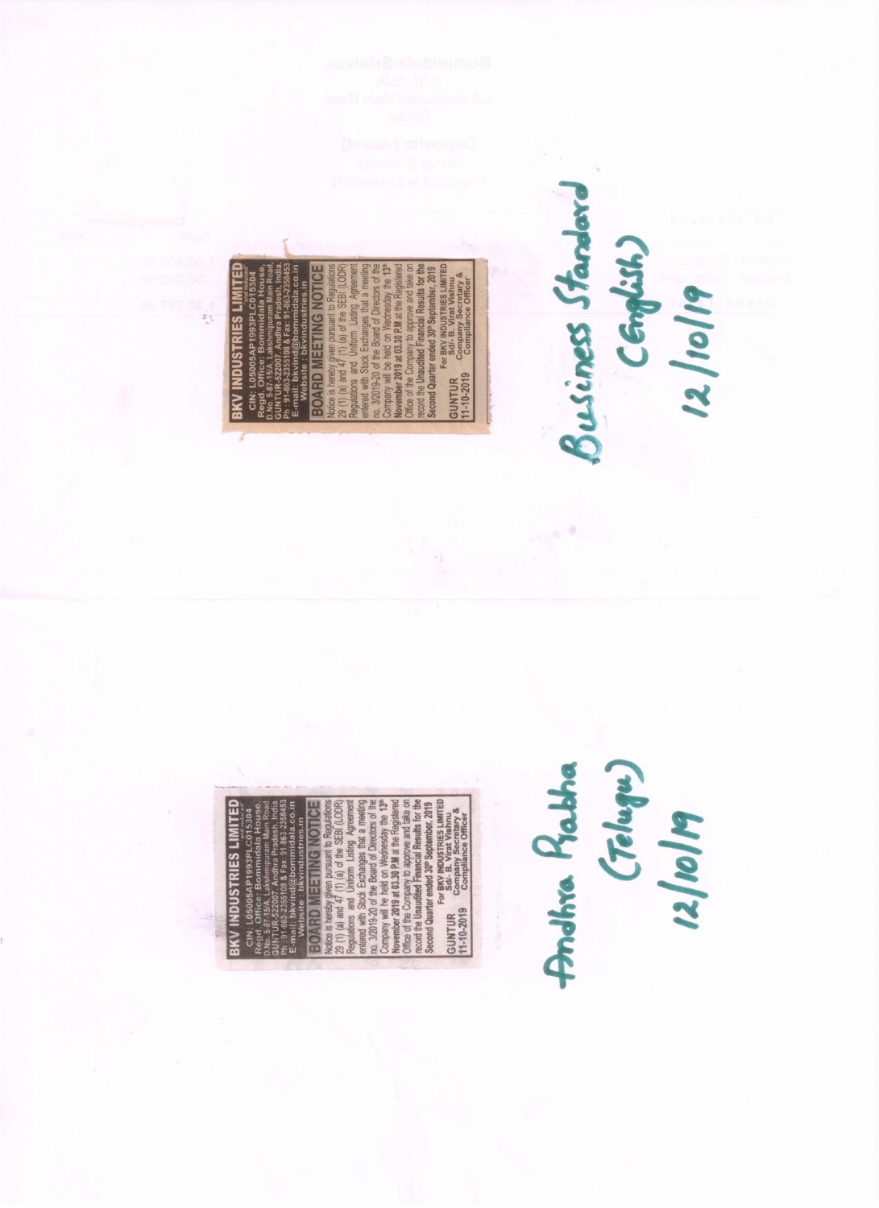# BKV INDUSTRIES LIMITED

CIN: L05005AP1993PLC015304

Regd. Office: Bommidala House, D.No. 5-87-15/A, Lakshmipuram Main Road, GUNTUR-522007, Andhra Pradesh, India.

Ph: 91-863-2355108 & Fax: 91-863-2358453

E-mail: bkvind@bommidala.co.in

Website: bkvindustries.in

## BOARD MEETING NOTICE

Notice is hereby given pursuant to Regulations 29 (1) (a) and 47 (1) (a) of the SEBI (LODR) Regulations and Uniform Listing Agreement entered with Stock Exchanges that a meeting no. 3/2019-20 of the Board of Directors of the Company will be held on Wednesday the 13th November 2019 at 03.30 P.M at the Registered Office of the Company to approve and take on record the Unaudited Financial Results for the Second Quarter ended 30th September, 2019

For BKV INDUSTRIES LIMITED
Sd/- B. Virat Vishnu
Company Secretary & Compliance Officer

GUNTUR
11-10-2019

Business Standard
(English)
12/10/19

# BKV INDUSTRIES LIMITED

CIN: L05005AP1993PLC015304

Regd. Office: Bommidala House, D.No. 5-87-15/A, Lakshmipuram Main Road, GUNTUR-522007, Andhra Pradesh, India.

Ph: 91-863-2355108 & Fax: 91-863-2358453

E-mail: bkvind@bommidala.co.in

Website: bkvindustries.in

## BOARD MEETING NOTICE

Notice is hereby given pursuant to Regulations 29 (1) (a) and 47 (1) (a) of the SEBI (LODR) Regulations and Uniform Listing Agreement entered with Stock Exchanges that a meeting no. 3/2019-20 of the Board of Directors of the Company will be held on Wednesday the 13th November 2019 at 03.30 P.M at the Registered Office of the Company to approve and take on record the Unaudited Financial Results for the Second Quarter ended 30th September, 2019

For BKV INDUSTRIES LIMITED
Sd/- B. Virat Vishnu
Company Secretary & Compliance Officer

GUNTUR
11-10-2019

Andhra Prabha
(Telugu)
12/10/19